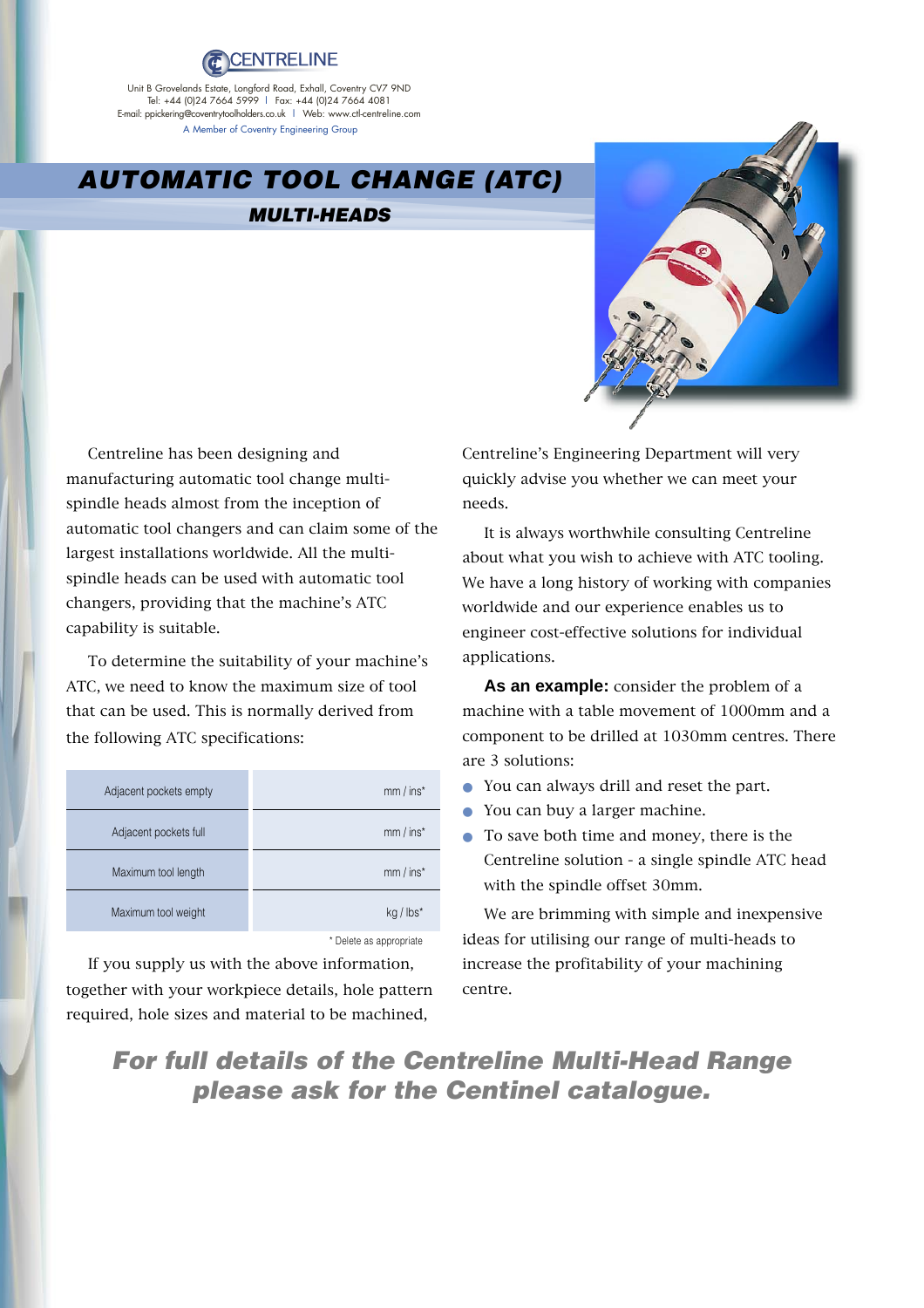CENTRELINE

Unit B Grovelands Estate, Longford Road, Exhall, Coventry CV7 9ND
Tel: +44 (0)24 7664 5999 I Fax: +44 (0)24 7664 4081
E-mail: ppickering@coventrytoolholders.co.uk I Web: www.ctl-centreline.com
A Member of Coventry Engineering Group

# AUTOMATIC TOOL CHANGE (ATC)

## MULTI-HEADS

Centreline has been designing and manufacturing automatic tool change multi-spindle heads almost from the inception of automatic tool changers and can claim some of the largest installations worldwide. All the multi-spindle heads can be used with automatic tool changers, providing that the machine's ATC capability is suitable.

To determine the suitability of your machine's ATC, we need to know the maximum size of tool that can be used. This is normally derived from the following ATC specifications:

| | |
|---|---|
| Adjacent pockets empty | mm / ins* |
| Adjacent pockets full | mm / ins* |
| Maximum tool length | mm / ins* |
| Maximum tool weight | kg / lbs* |

\* Delete as appropriate

If you supply us with the above information, together with your workpiece details, hole pattern required, hole sizes and material to be machined, Centreline's Engineering Department will very quickly advise you whether we can meet your needs.

It is always worthwhile consulting Centreline about what you wish to achieve with ATC tooling. We have a long history of working with companies worldwide and our experience enables us to engineer cost-effective solutions for individual applications.

**As an example:** consider the problem of a machine with a table movement of 1000mm and a component to be drilled at 1030mm centres. There are 3 solutions:

- You can always drill and reset the part.
- You can buy a larger machine.
- To save both time and money, there is the Centreline solution - a single spindle ATC head with the spindle offset 30mm.

We are brimming with simple and inexpensive ideas for utilising our range of multi-heads to increase the profitability of your machining centre.

***For full details of the Centreline Multi-Head Range please ask for the Centinel catalogue.***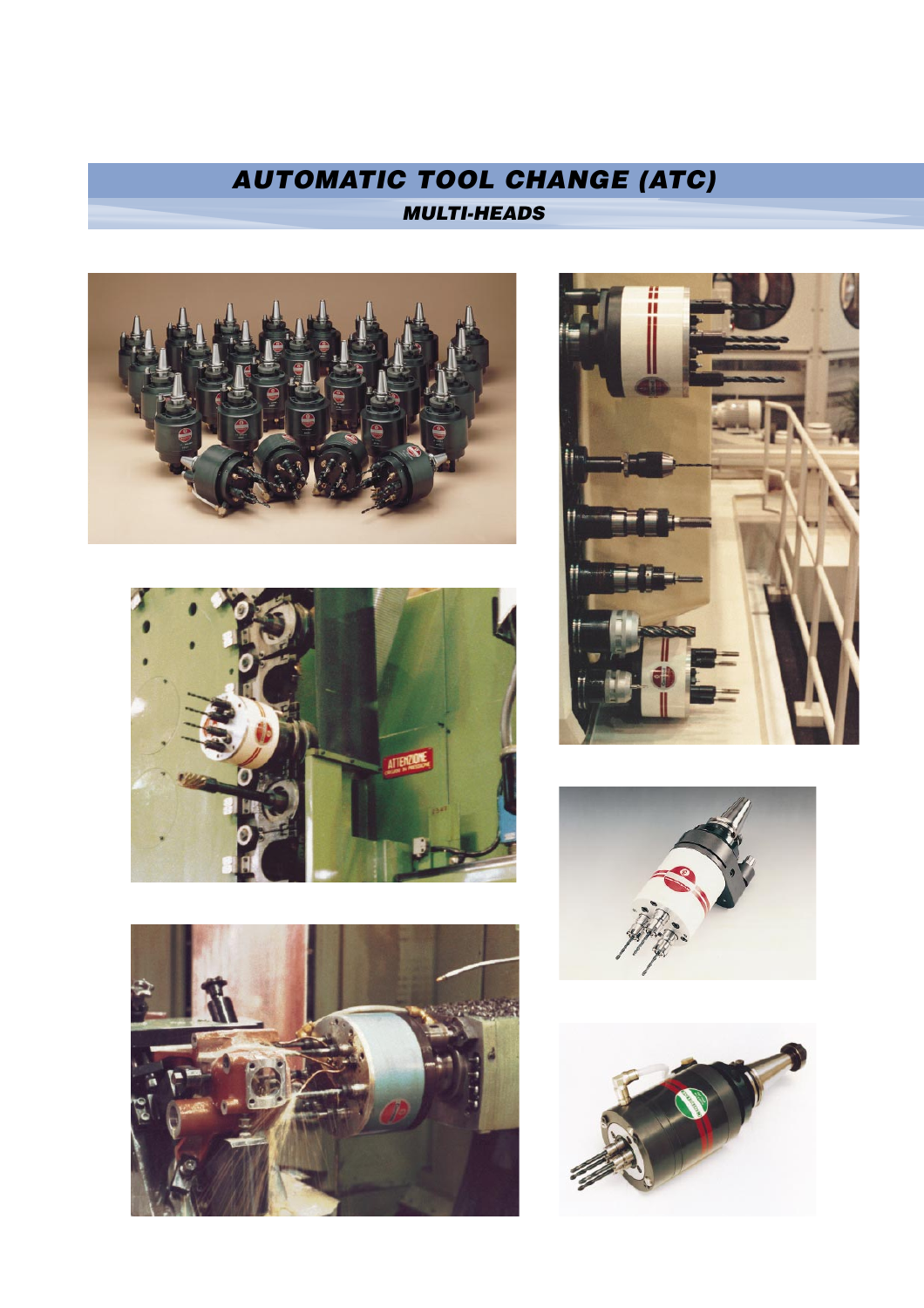# AUTOMATIC TOOL CHANGE (ATC)

## MULTI-HEADS